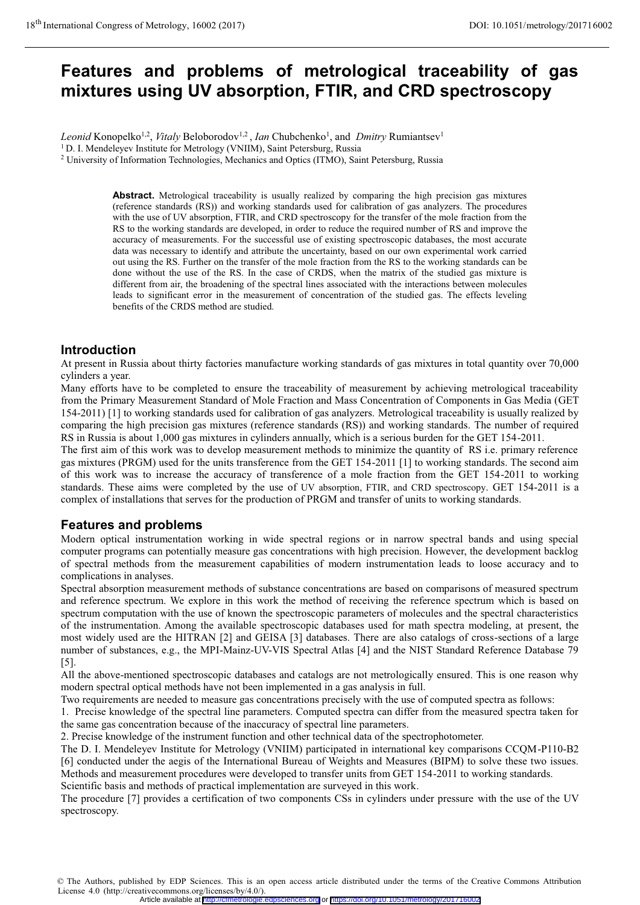# Features and problems of metrological traceability of gas mixtures using UV absorption, FTIR, and CRD spectroscopy

*Leonid* Konopelko[1,2], *Vitaly* Beloborodov[1,2] , *Ian* Chubchenko[1], and *Dmitry* Rumiantsev[1]

[1] D. I. Mendeleyev Institute for Metrology (VNIIM), Saint Petersburg, Russia

[2] University of Information Technologies, Mechanics and Optics (ITMO), Saint Petersburg, Russia

**Abstract.** Metrological traceability is usually realized by comparing the high precision gas mixtures (reference standards (RS)) and working standards used for calibration of gas analyzers. The procedures with the use of UV absorption, FTIR, and CRD spectroscopy for the transfer of the mole fraction from the RS to the working standards are developed, in order to reduce the required number of RS and improve the accuracy of measurements. For the successful use of existing spectroscopic databases, the most accurate data was necessary to identify and attribute the uncertainty, based on our own experimental work carried out using the RS. Further on the transfer of the mole fraction from the RS to the working standards can be done without the use of the RS. In the case of CRDS, when the matrix of the studied gas mixture is different from air, the broadening of the spectral lines associated with the interactions between molecules leads to significant error in the measurement of concentration of the studied gas. The effects leveling benefits of the CRDS method are studied.

## Introduction

At present in Russia about thirty factories manufacture working standards of gas mixtures in total quantity over 70,000 cylinders a year.

Many efforts have to be completed to ensure the traceability of measurement by achieving metrological traceability from the Primary Measurement Standard of Mole Fraction and Mass Concentration of Components in Gas Media (GET 154-2011) [1] to working standards used for calibration of gas analyzers. Metrological traceability is usually realized by comparing the high precision gas mixtures (reference standards (RS)) and working standards. The number of required RS in Russia is about 1,000 gas mixtures in cylinders annually, which is a serious burden for the GET 154-2011.

The first aim of this work was to develop measurement methods to minimize the quantity of RS i.e. primary reference gas mixtures (PRGM) used for the units transference from the GET 154-2011 [1] to working standards. The second aim of this work was to increase the accuracy of transference of a mole fraction from the GET 154-2011 to working standards. These aims were completed by the use of UV absorption, FTIR, and CRD spectroscopy. GET 154-2011 is a complex of installations that serves for the production of PRGM and transfer of units to working standards.

## Features and problems

Modern optical instrumentation working in wide spectral regions or in narrow spectral bands and using special computer programs can potentially measure gas concentrations with high precision. However, the development backlog of spectral methods from the measurement capabilities of modern instrumentation leads to loose accuracy and to complications in analyses.

Spectral absorption measurement methods of substance concentrations are based on comparisons of measured spectrum and reference spectrum. We explore in this work the method of receiving the reference spectrum which is based on spectrum computation with the use of known the spectroscopic parameters of molecules and the spectral characteristics of the instrumentation. Among the available spectroscopic databases used for math spectra modeling, at present, the most widely used are the HITRAN [2] and GEISA [3] databases. There are also catalogs of cross-sections of a large number of substances, e.g., the MPI-Mainz-UV-VIS Spectral Atlas [4] and the NIST Standard Reference Database 79 [5].

All the above-mentioned spectroscopic databases and catalogs are not metrologically ensured. This is one reason why modern spectral optical methods have not been implemented in a gas analysis in full.

Two requirements are needed to measure gas concentrations precisely with the use of computed spectra as follows:

1. Precise knowledge of the spectral line parameters. Computed spectra can differ from the measured spectra taken for the same gas concentration because of the inaccuracy of spectral line parameters.
2. Precise knowledge of the instrument function and other technical data of the spectrophotometer.

The D. I. Mendeleyev Institute for Metrology (VNIIM) participated in international key comparisons CCQM-P110-B2 [6] conducted under the aegis of the International Bureau of Weights and Measures (BIPM) to solve these two issues. Methods and measurement procedures were developed to transfer units from GET 154-2011 to working standards.

Scientific basis and methods of practical implementation are surveyed in this work.

The procedure [7] provides a certification of two components CSs in cylinders under pressure with the use of the UV spectroscopy.

© The Authors, published by EDP Sciences. This is an open access article distributed under the terms of the Creative Commons Attribution License 4.0 (http://creativecommons.org/licenses/by/4.0/).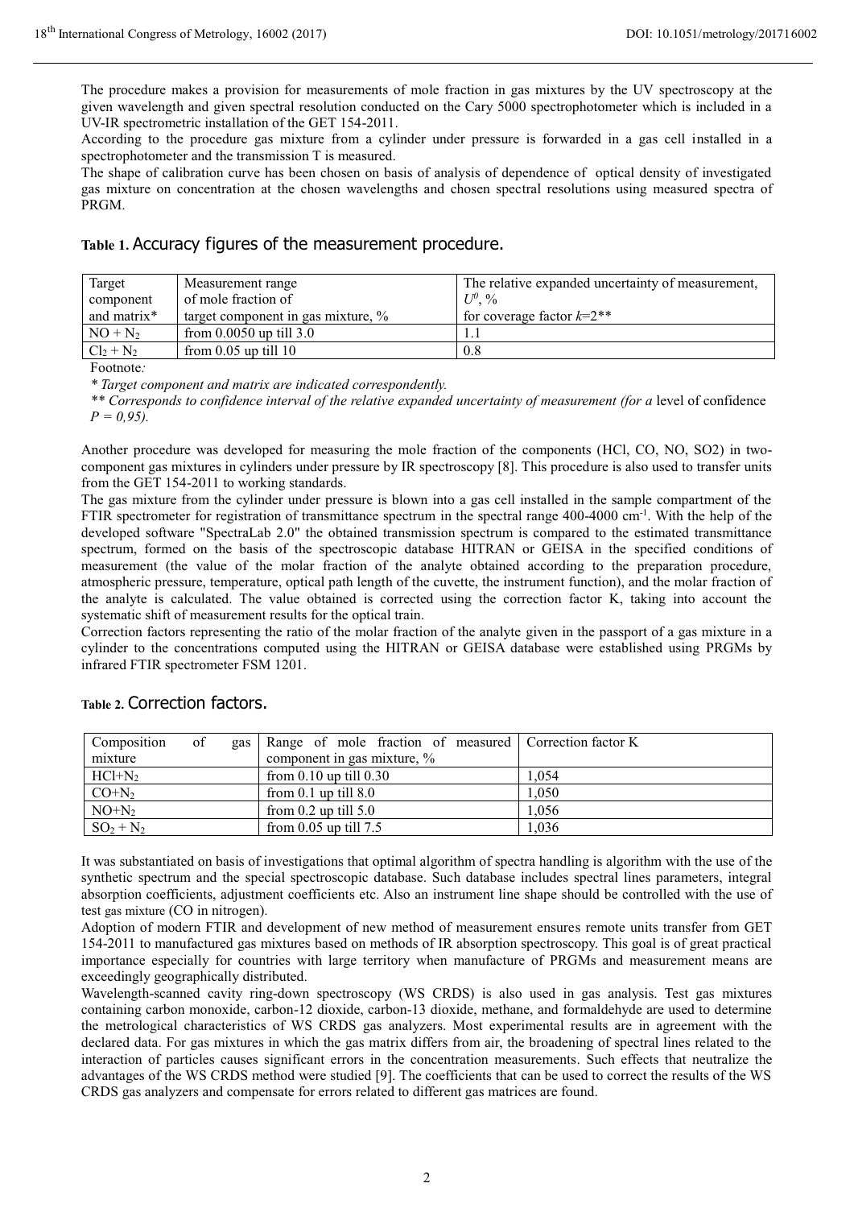The procedure makes a provision for measurements of mole fraction in gas mixtures by the UV spectroscopy at the given wavelength and given spectral resolution conducted on the Cary 5000 spectrophotometer which is included in a UV-IR spectrometric installation of the GET 154-2011.

According to the procedure gas mixture from a cylinder under pressure is forwarded in a gas cell installed in a spectrophotometer and the transmission T is measured.

The shape of calibration curve has been chosen on basis of analysis of dependence of optical density of investigated gas mixture on concentration at the chosen wavelengths and chosen spectral resolutions using measured spectra of PRGM.

**Table 1.** Accuracy figures of the measurement procedure.

| Target component and matrix* | Measurement range of mole fraction of target component in gas mixture, % | The relative expanded uncertainty of measurement, $U^0$, % for coverage factor $k$=2** |
|---|---|---|
| $NO + N_2$ | from 0.0050 up till 3.0 | 1.1 |
| $Cl_2 + N_2$ | from 0.05 up till 10 | 0.8 |

Footnote:

*\* Target component and matrix are indicated correspondently.*

*\*\* Corresponds to confidence interval of the relative expanded uncertainty of measurement (for a* level of confidence *P = 0,95).*

Another procedure was developed for measuring the mole fraction of the components (HCl, CO, NO, SO2) in two-component gas mixtures in cylinders under pressure by IR spectroscopy [8]. This procedure is also used to transfer units from the GET 154-2011 to working standards.

The gas mixture from the cylinder under pressure is blown into a gas cell installed in the sample compartment of the FTIR spectrometer for registration of transmittance spectrum in the spectral range 400-4000 $cm^{-1}$. With the help of the developed software "SpectraLab 2.0" the obtained transmission spectrum is compared to the estimated transmittance spectrum, formed on the basis of the spectroscopic database HITRAN or GEISA in the specified conditions of measurement (the value of the molar fraction of the analyte obtained according to the preparation procedure, atmospheric pressure, temperature, optical path length of the cuvette, the instrument function), and the molar fraction of the analyte is calculated. The value obtained is corrected using the correction factor K, taking into account the systematic shift of measurement results for the optical train.

Correction factors representing the ratio of the molar fraction of the analyte given in the passport of a gas mixture in a cylinder to the concentrations computed using the HITRAN or GEISA database were established using PRGMs by infrared FTIR spectrometer FSM 1201.

**Table 2.** Correction factors.

| Composition of gas mixture | Range of mole fraction of measured component in gas mixture, % | Correction factor K |
|---|---|---|
| $HCl+N_2$ | from 0.10 up till 0.30 | 1,054 |
| $CO+N_2$ | from 0.1 up till 8.0 | 1,050 |
| $NO+N_2$ | from 0.2 up till 5.0 | 1,056 |
| $SO_2 + N_2$ | from 0.05 up till 7.5 | 1,036 |

It was substantiated on basis of investigations that optimal algorithm of spectra handling is algorithm with the use of the synthetic spectrum and the special spectroscopic database. Such database includes spectral lines parameters, integral absorption coefficients, adjustment coefficients etc. Also an instrument line shape should be controlled with the use of test gas mixture (CO in nitrogen).

Adoption of modern FTIR and development of new method of measurement ensures remote units transfer from GET 154-2011 to manufactured gas mixtures based on methods of IR absorption spectroscopy. This goal is of great practical importance especially for countries with large territory when manufacture of PRGMs and measurement means are exceedingly geographically distributed.

Wavelength-scanned cavity ring-down spectroscopy (WS CRDS) is also used in gas analysis. Test gas mixtures containing carbon monoxide, carbon-12 dioxide, carbon-13 dioxide, methane, and formaldehyde are used to determine the metrological characteristics of WS CRDS gas analyzers. Most experimental results are in agreement with the declared data. For gas mixtures in which the gas matrix differs from air, the broadening of spectral lines related to the interaction of particles causes significant errors in the concentration measurements. Such effects that neutralize the advantages of the WS CRDS method were studied [9]. The coefficients that can be used to correct the results of the WS CRDS gas analyzers and compensate for errors related to different gas matrices are found.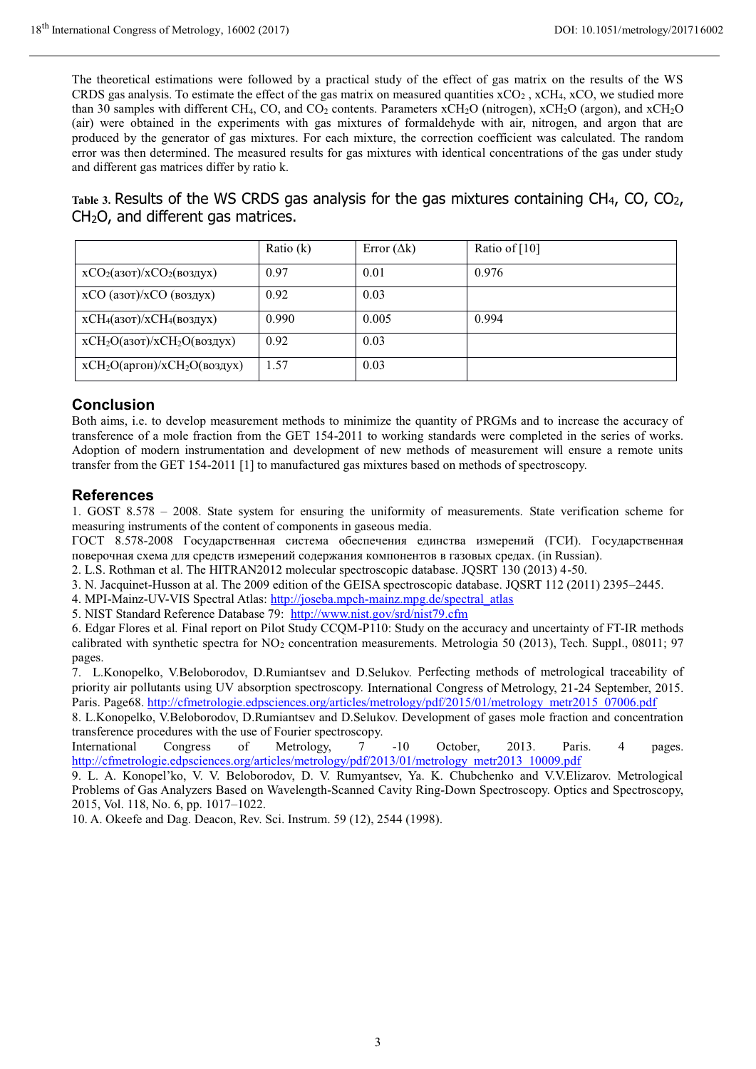The theoretical estimations were followed by a practical study of the effect of gas matrix on the results of the WS CRDS gas analysis. To estimate the effect of the gas matrix on measured quantities $xCO_2$ , $xCH_4$, xCO, we studied more than 30 samples with different $CH_4$, CO, and $CO_2$ contents. Parameters $xCH_2O$ (nitrogen), $xCH_2O$ (argon), and $xCH_2O$ (air) were obtained in the experiments with gas mixtures of formaldehyde with air, nitrogen, and argon that are produced by the generator of gas mixtures. For each mixture, the correction coefficient was calculated. The random error was then determined. The measured results for gas mixtures with identical concentrations of the gas under study and different gas matrices differ by ratio k.

**Table 3.** Results of the WS CRDS gas analysis for the gas mixtures containing $CH_4$, CO, $CO_2$, $CH_2O$, and different gas matrices.

| | Ratio (k) | Error (Δk) | Ratio of [10] |
|---|---|---|---|
| $xCO_2$(азот)/$xCO_2$(воздух) | 0.97 | 0.01 | 0.976 |
| xCO (азот)/xCO (воздух) | 0.92 | 0.03 | |
| $xCH_4$(азот)/$xCH_4$(воздух) | 0.990 | 0.005 | 0.994 |
| $xCH_2O$(азот)/$xCH_2O$(воздух) | 0.92 | 0.03 | |
| $xCH_2O$(аргон)/$xCH_2O$(воздух) | 1.57 | 0.03 | |

## Conclusion

Both aims, i.e. to develop measurement methods to minimize the quantity of PRGMs and to increase the accuracy of transference of a mole fraction from the GET 154-2011 to working standards were completed in the series of works. Adoption of modern instrumentation and development of new methods of measurement will ensure a remote units transfer from the GET 154-2011 [1] to manufactured gas mixtures based on methods of spectroscopy.

## References

1. GOST 8.578 – 2008. State system for ensuring the uniformity of measurements. State verification scheme for measuring instruments of the content of components in gaseous media.
ГОСТ 8.578-2008 Государственная система обеспечения единства измерений (ГСИ). Государственная поверочная схема для средств измерений содержания компонентов в газовых средах. (in Russian).
2. L.S. Rothman et al. The HITRAN2012 molecular spectroscopic database. JQSRT 130 (2013) 4-50.
3. N. Jacquinet-Husson at al. The 2009 edition of the GEISA spectroscopic database. JQSRT 112 (2011) 2395–2445.
4. MPI-Mainz-UV-VIS Spectral Atlas: http://joseba.mpch-mainz.mpg.de/spectral_atlas
5. NIST Standard Reference Database 79: http://www.nist.gov/srd/nist79.cfm
6. Edgar Flores et al. Final report on Pilot Study CCQM-P110: Study on the accuracy and uncertainty of FT-IR methods calibrated with synthetic spectra for $NO_2$ concentration measurements. Metrologia 50 (2013), Tech. Suppl., 08011; 97 pages.
7. L.Konopelko, V.Beloborodov, D.Rumiantsev and D.Selukov. Perfecting methods of metrological traceability of priority air pollutants using UV absorption spectroscopy. International Congress of Metrology, 21-24 September, 2015. Paris. Page68. http://cfmetrologie.edpsciences.org/articles/metrology/pdf/2015/01/metrology_metr2015_07006.pdf
8. L.Konopelko, V.Beloborodov, D.Rumiantsev and D.Selukov. Development of gases mole fraction and concentration transference procedures with the use of Fourier spectroscopy.
International Congress of Metrology, 7 -10 October, 2013. Paris. 4 pages. http://cfmetrologie.edpsciences.org/articles/metrology/pdf/2013/01/metrology_metr2013_10009.pdf
9. L. A. Konopel'ko, V. V. Beloborodov, D. V. Rumyantsev, Ya. K. Chubchenko and V.V.Elizarov. Metrological Problems of Gas Analyzers Based on Wavelength-Scanned Cavity Ring-Down Spectroscopy. Optics and Spectroscopy, 2015, Vol. 118, No. 6, pp. 1017–1022.
10. A. Okeefe and Dag. Deacon, Rev. Sci. Instrum. 59 (12), 2544 (1998).